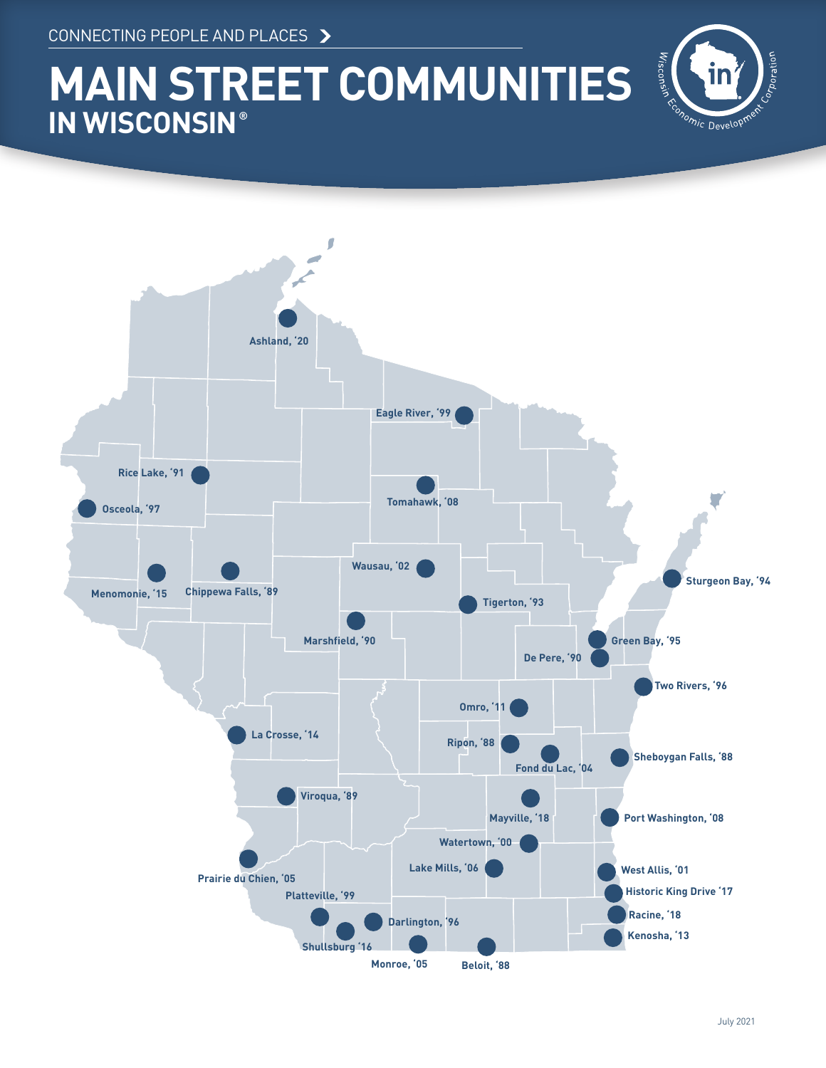CONNECTING PEOPLE AND PLACES

# MAIN STREET COMMUNITIES
## IN WISCONSIN®

Wisconsin Economic Development Corporation

- Ashland, '20
- Eagle River, '99
- Rice Lake, '91
- Osceola, '97
- Tomahawk, '08
- Wausau, '02
- Menomonie, '15
- Chippewa Falls, '89
- Sturgeon Bay, '94
- Tigerton, '93
- Marshfield, '90
- Green Bay, '95
- De Pere, '90
- Two Rivers, '96
- Omro, '11
- La Crosse, '14
- Ripon, '88
- Fond du Lac, '04
- Sheboygan Falls, '88
- Viroqua, '89
- Mayville, '18
- Port Washington, '08
- Watertown, '00
- Lake Mills, '06
- West Allis, '01
- Prairie du Chien, '05
- Historic King Drive '17
- Platteville, '99
- Darlington, '96
- Racine, '18
- Kenosha, '13
- Shullsburg '16
- Monroe, '05
- Beloit, '88

July 2021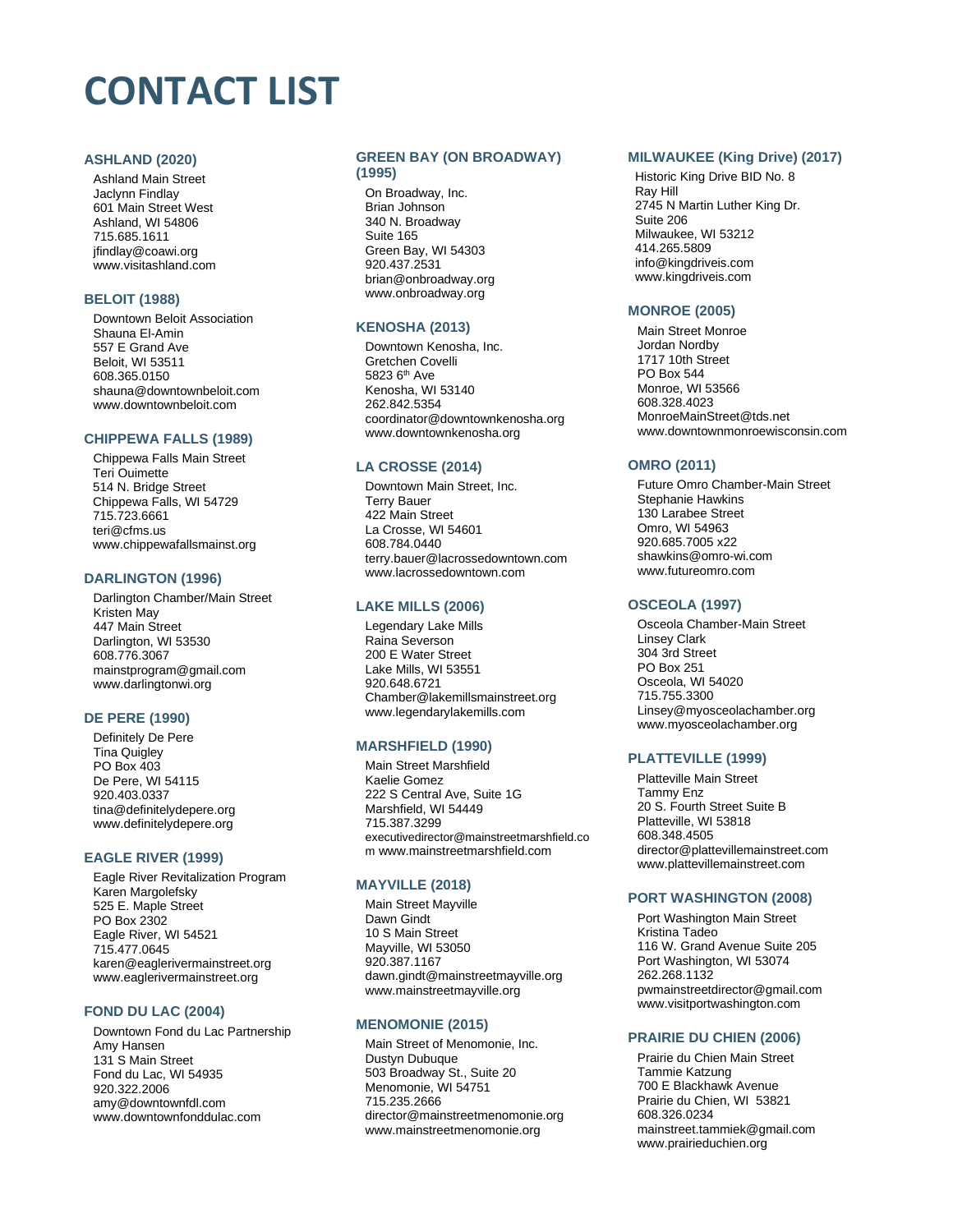# CONTACT LIST

### ASHLAND (2020)

Ashland Main Street
Jaclynn Findlay
601 Main Street West
Ashland, WI 54806
715.685.1611
jfindlay@coawi.org
www.visitashland.com

### BELOIT (1988)

Downtown Beloit Association
Shauna El-Amin
557 E Grand Ave
Beloit, WI 53511
608.365.0150
shauna@downtownbeloit.com
www.downtownbeloit.com

### CHIPPEWA FALLS (1989)

Chippewa Falls Main Street
Teri Ouimette
514 N. Bridge Street
Chippewa Falls, WI 54729
715.723.6661
teri@cfms.us
www.chippewafallsmainst.org

### DARLINGTON (1996)

Darlington Chamber/Main Street
Kristen May
447 Main Street
Darlington, WI 53530
608.776.3067
mainstprogram@gmail.com
www.darlingtonwi.org

### DE PERE (1990)

Definitely De Pere
Tina Quigley
PO Box 403
De Pere, WI 54115
920.403.0337
tina@definitelydepere.org
www.definitelydepere.org

### EAGLE RIVER (1999)

Eagle River Revitalization Program
Karen Margolefsky
525 E. Maple Street
PO Box 2302
Eagle River, WI 54521
715.477.0645
karen@eaglerivermainstreet.org
www.eaglerivermainstreet.org

### FOND DU LAC (2004)

Downtown Fond du Lac Partnership
Amy Hansen
131 S Main Street
Fond du Lac, WI 54935
920.322.2006
amy@downtownfdl.com
www.downtownfonddulac.com

### GREEN BAY (ON BROADWAY) (1995)

On Broadway, Inc.
Brian Johnson
340 N. Broadway
Suite 165
Green Bay, WI 54303
920.437.2531
brian@onbroadway.org
www.onbroadway.org

### KENOSHA (2013)

Downtown Kenosha, Inc.
Gretchen Covelli
5823 6th Ave
Kenosha, WI 53140
262.842.5354
coordinator@downtownkenosha.org
www.downtownkenosha.org

### LA CROSSE (2014)

Downtown Main Street, Inc.
Terry Bauer
422 Main Street
La Crosse, WI 54601
608.784.0440
terry.bauer@lacrossedowntown.com
www.lacrossedowntown.com

### LAKE MILLS (2006)

Legendary Lake Mills
Raina Severson
200 E Water Street
Lake Mills, WI 53551
920.648.6721
Chamber@lakemillsmainstreet.org
www.legendarylakemills.com

### MARSHFIELD (1990)

Main Street Marshfield
Kaelie Gomez
222 S Central Ave, Suite 1G
Marshfield, WI 54449
715.387.3299
executivedirector@mainstreetmarshfield.com www.mainstreetmarshfield.com

### MAYVILLE (2018)

Main Street Mayville
Dawn Gindt
10 S Main Street
Mayville, WI 53050
920.387.1167
dawn.gindt@mainstreetmayville.org
www.mainstreetmayville.org

### MENOMONIE (2015)

Main Street of Menomonie, Inc.
Dustyn Dubuque
503 Broadway St., Suite 20
Menomonie, WI 54751
715.235.2666
director@mainstreetmenomonie.org
www.mainstreetmenomonie.org

### MILWAUKEE (King Drive) (2017)

Historic King Drive BID No. 8
Ray Hill
2745 N Martin Luther King Dr.
Suite 206
Milwaukee, WI 53212
414.265.5809
info@kingdriveis.com
www.kingdriveis.com

### MONROE (2005)

Main Street Monroe
Jordan Nordby
1717 10th Street
PO Box 544
Monroe, WI 53566
608.328.4023
MonroeMainStreet@tds.net
www.downtownmonroewisconsin.com

### OMRO (2011)

Future Omro Chamber-Main Street
Stephanie Hawkins
130 Larabee Street
Omro, WI 54963
920.685.7005 x22
shawkins@omro-wi.com
www.futureomro.com

### OSCEOLA (1997)

Osceola Chamber-Main Street
Linsey Clark
304 3rd Street
PO Box 251
Osceola, WI 54020
715.755.3300
Linsey@myosceolachamber.org
www.myosceolachamber.org

### PLATTEVILLE (1999)

Platteville Main Street
Tammy Enz
20 S. Fourth Street Suite B
Platteville, WI 53818
608.348.4505
director@plattevillemainstreet.com
www.plattevillemainstreet.com

### PORT WASHINGTON (2008)

Port Washington Main Street
Kristina Tadeo
116 W. Grand Avenue Suite 205
Port Washington, WI 53074
262.268.1132
pwmainstreetdirector@gmail.com
www.visitportwashington.com

### PRAIRIE DU CHIEN (2006)

Prairie du Chien Main Street
Tammie Katzung
700 E Blackhawk Avenue
Prairie du Chien, WI 53821
608.326.0234
mainstreet.tammiek@gmail.com
www.prairieduchien.org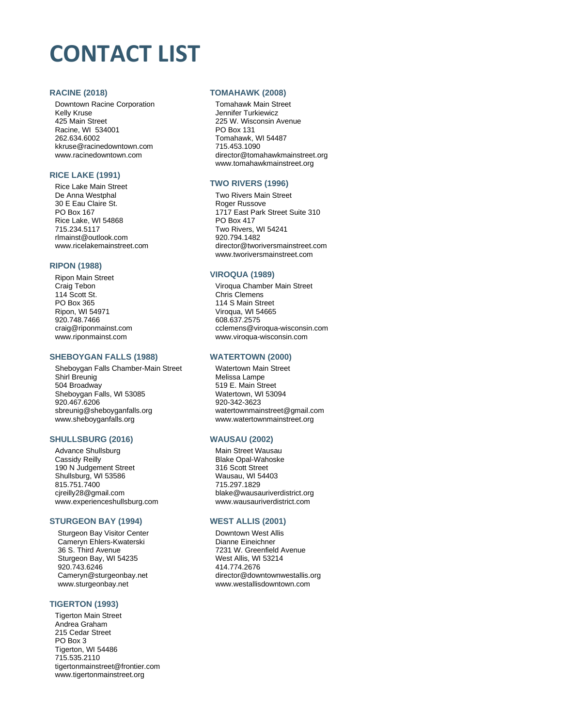# CONTACT LIST

### RACINE (2018)

Downtown Racine Corporation
Kelly Kruse
425 Main Street
Racine, WI 534001
262.634.6002
kkruse@racinedowntown.com
www.racinedowntown.com

### RICE LAKE (1991)

Rice Lake Main Street
De Anna Westphal
30 E Eau Claire St.
PO Box 167
Rice Lake, WI 54868
715.234.5117
rlmainst@outlook.com
www.ricelakemainstreet.com

### RIPON (1988)

Ripon Main Street
Craig Tebon
114 Scott St.
PO Box 365
Ripon, WI 54971
920.748.7466
craig@riponmainst.com
www.riponmainst.com

### SHEBOYGAN FALLS (1988)

Sheboygan Falls Chamber-Main Street
Shirl Breunig
504 Broadway
Sheboygan Falls, WI 53085
920.467.6206
sbreunig@sheboyganfalls.org
www.sheboyganfalls.org

### SHULLSBURG (2016)

Advance Shullsburg
Cassidy Reilly
190 N Judgement Street
Shullsburg, WI 53586
815.751.7400
cjreilly28@gmail.com
www.experienceshullsburg.com

### STURGEON BAY (1994)

Sturgeon Bay Visitor Center
Cameryn Ehlers-Kwaterski
36 S. Third Avenue
Sturgeon Bay, WI 54235
920.743.6246
Cameryn@sturgeonbay.net
www.sturgeonbay.net

### TIGERTON (1993)

Tigerton Main Street
Andrea Graham
215 Cedar Street
PO Box 3
Tigerton, WI 54486
715.535.2110
tigertonmainstreet@frontier.com
www.tigertonmainstreet.org

### TOMAHAWK (2008)

Tomahawk Main Street
Jennifer Turkiewicz
225 W. Wisconsin Avenue
PO Box 131
Tomahawk, WI 54487
715.453.1090
director@tomahawkmainstreet.org
www.tomahawkmainstreet.org

### TWO RIVERS (1996)

Two Rivers Main Street
Roger Russove
1717 East Park Street Suite 310
PO Box 417
Two Rivers, WI 54241
920.794.1482
director@tworiversmainstreet.com
www.tworiversmainstreet.com

### VIROQUA (1989)

Viroqua Chamber Main Street
Chris Clemens
114 S Main Street
Viroqua, WI 54665
608.637.2575
cclemens@viroqua-wisconsin.com
www.viroqua-wisconsin.com

### WATERTOWN (2000)

Watertown Main Street
Melissa Lampe
519 E. Main Street
Watertown, WI 53094
920-342-3623
watertownmainstreet@gmail.com
www.watertownmainstreet.org

### WAUSAU (2002)

Main Street Wausau
Blake Opal-Wahoske
316 Scott Street
Wausau, WI 54403
715.297.1829
blake@wausauriverdistrict.org
www.wausauriverdistrict.com

### WEST ALLIS (2001)

Downtown West Allis
Dianne Eineichner
7231 W. Greenfield Avenue
West Allis, WI 53214
414.774.2676
director@downtownwestallis.org
www.westallisdowntown.com